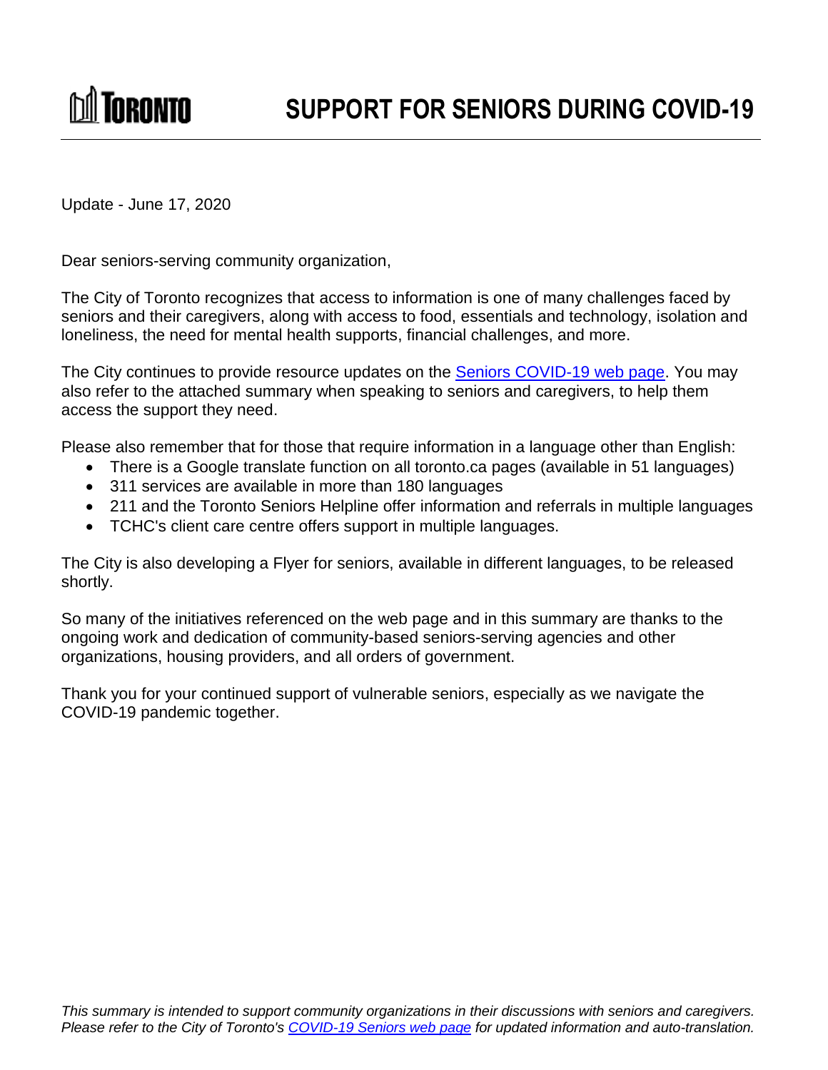TORONTO

# SUPPORT FOR SENIORS DURING COVID-19

Update - June 17, 2020

Dear seniors-serving community organization,

The City of Toronto recognizes that access to information is one of many challenges faced by seniors and their caregivers, along with access to food, essentials and technology, isolation and loneliness, the need for mental health supports, financial challenges, and more.

The City continues to provide resource updates on the [Seniors COVID-19 web page](). You may also refer to the attached summary when speaking to seniors and caregivers, to help them access the support they need.

Please also remember that for those that require information in a language other than English:

- There is a Google translate function on all toronto.ca pages (available in 51 languages)
- 311 services are available in more than 180 languages
- 211 and the Toronto Seniors Helpline offer information and referrals in multiple languages
- TCHC's client care centre offers support in multiple languages.

The City is also developing a Flyer for seniors, available in different languages, to be released shortly.

So many of the initiatives referenced on the web page and in this summary are thanks to the ongoing work and dedication of community-based seniors-serving agencies and other organizations, housing providers, and all orders of government.

Thank you for your continued support of vulnerable seniors, especially as we navigate the COVID-19 pandemic together.

*This summary is intended to support community organizations in their discussions with seniors and caregivers. Please refer to the City of Toronto's [COVID-19 Seniors web page]() for updated information and auto-translation.*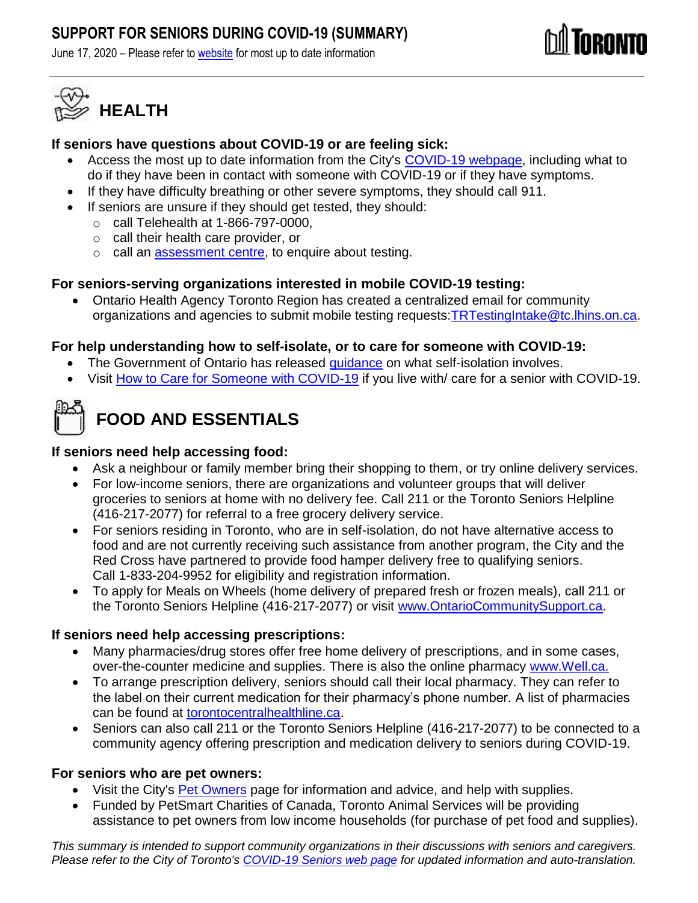# SUPPORT FOR SENIORS DURING COVID-19 (SUMMARY)

June 17, 2020 – Please refer to website for most up to date information

## HEALTH

**If seniors have questions about COVID-19 or are feeling sick:**

- Access the most up to date information from the City's COVID-19 webpage, including what to do if they have been in contact with someone with COVID-19 or if they have symptoms.
- If they have difficulty breathing or other severe symptoms, they should call 911.
- If seniors are unsure if they should get tested, they should:
  - call Telehealth at 1-866-797-0000,
  - call their health care provider, or
  - call an assessment centre, to enquire about testing.

**For seniors-serving organizations interested in mobile COVID-19 testing:**

- Ontario Health Agency Toronto Region has created a centralized email for community organizations and agencies to submit mobile testing requests:TRTestingIntake@tc.lhins.on.ca.

**For help understanding how to self-isolate, or to care for someone with COVID-19:**

- The Government of Ontario has released guidance on what self-isolation involves.
- Visit How to Care for Someone with COVID-19 if you live with/ care for a senior with COVID-19.

## FOOD AND ESSENTIALS

**If seniors need help accessing food:**

- Ask a neighbour or family member bring their shopping to them, or try online delivery services.
- For low-income seniors, there are organizations and volunteer groups that will deliver groceries to seniors at home with no delivery fee. Call 211 or the Toronto Seniors Helpline (416-217-2077) for referral to a free grocery delivery service.
- For seniors residing in Toronto, who are in self-isolation, do not have alternative access to food and are not currently receiving such assistance from another program, the City and the Red Cross have partnered to provide food hamper delivery free to qualifying seniors. Call 1-833-204-9952 for eligibility and registration information.
- To apply for Meals on Wheels (home delivery of prepared fresh or frozen meals), call 211 or the Toronto Seniors Helpline (416-217-2077) or visit www.OntarioCommunitySupport.ca.

**If seniors need help accessing prescriptions:**

- Many pharmacies/drug stores offer free home delivery of prescriptions, and in some cases, over-the-counter medicine and supplies. There is also the online pharmacy www.Well.ca.
- To arrange prescription delivery, seniors should call their local pharmacy. They can refer to the label on their current medication for their pharmacy's phone number. A list of pharmacies can be found at torontocentralhealthline.ca.
- Seniors can also call 211 or the Toronto Seniors Helpline (416-217-2077) to be connected to a community agency offering prescription and medication delivery to seniors during COVID-19.

**For seniors who are pet owners:**

- Visit the City's Pet Owners page for information and advice, and help with supplies.
- Funded by PetSmart Charities of Canada, Toronto Animal Services will be providing assistance to pet owners from low income households (for purchase of pet food and supplies).

*This summary is intended to support community organizations in their discussions with seniors and caregivers. Please refer to the City of Toronto's COVID-19 Seniors web page for updated information and auto-translation.*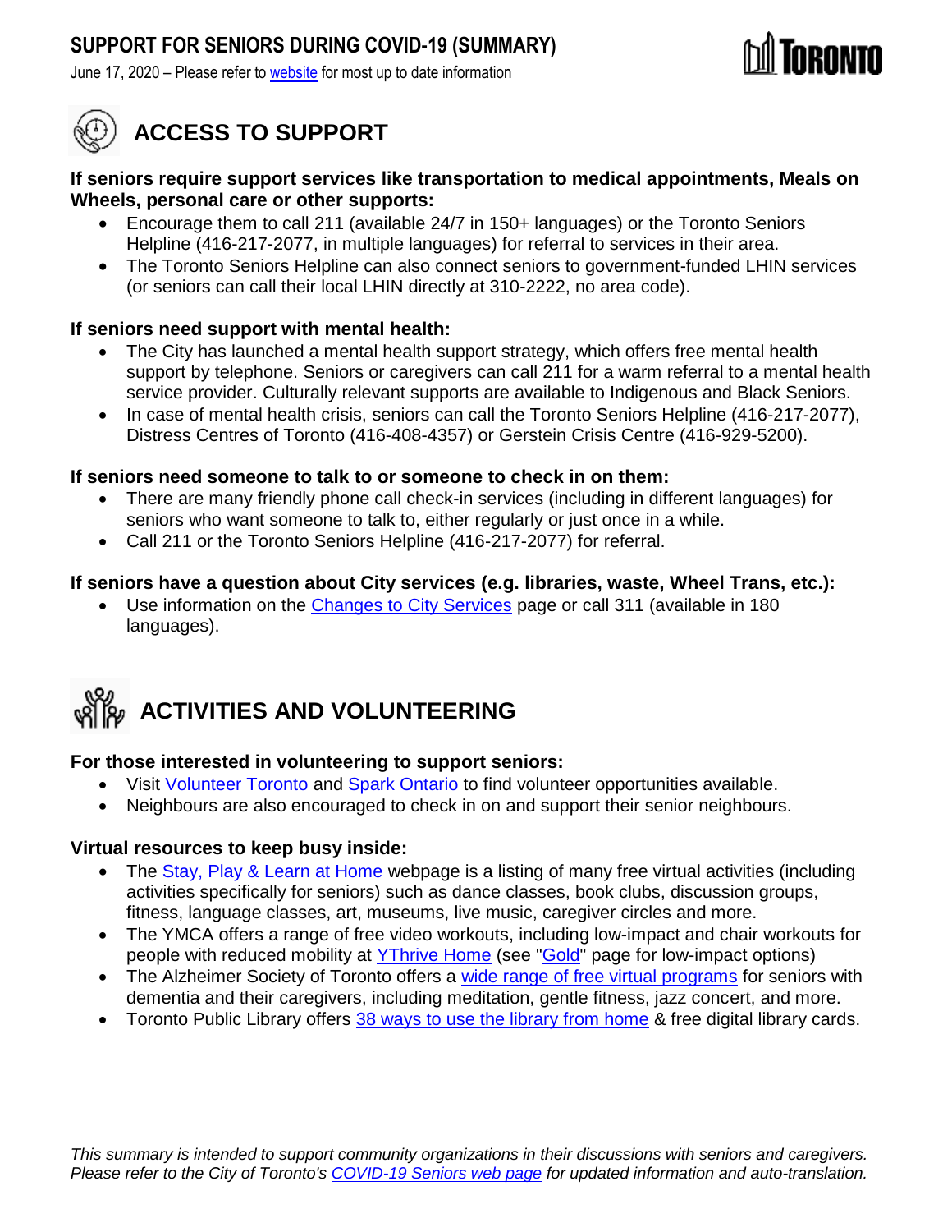# SUPPORT FOR SENIORS DURING COVID-19 (SUMMARY)

June 17, 2020 – Please refer to website for most up to date information

## ACCESS TO SUPPORT

**If seniors require support services like transportation to medical appointments, Meals on Wheels, personal care or other supports:**

- Encourage them to call 211 (available 24/7 in 150+ languages) or the Toronto Seniors Helpline (416-217-2077, in multiple languages) for referral to services in their area.
- The Toronto Seniors Helpline can also connect seniors to government-funded LHIN services (or seniors can call their local LHIN directly at 310-2222, no area code).

**If seniors need support with mental health:**

- The City has launched a mental health support strategy, which offers free mental health support by telephone. Seniors or caregivers can call 211 for a warm referral to a mental health service provider. Culturally relevant supports are available to Indigenous and Black Seniors.
- In case of mental health crisis, seniors can call the Toronto Seniors Helpline (416-217-2077), Distress Centres of Toronto (416-408-4357) or Gerstein Crisis Centre (416-929-5200).

**If seniors need someone to talk to or someone to check in on them:**

- There are many friendly phone call check-in services (including in different languages) for seniors who want someone to talk to, either regularly or just once in a while.
- Call 211 or the Toronto Seniors Helpline (416-217-2077) for referral.

**If seniors have a question about City services (e.g. libraries, waste, Wheel Trans, etc.):**

- Use information on the Changes to City Services page or call 311 (available in 180 languages).

## ACTIVITIES AND VOLUNTEERING

**For those interested in volunteering to support seniors:**

- Visit Volunteer Toronto and Spark Ontario to find volunteer opportunities available.
- Neighbours are also encouraged to check in on and support their senior neighbours.

**Virtual resources to keep busy inside:**

- The Stay, Play & Learn at Home webpage is a listing of many free virtual activities (including activities specifically for seniors) such as dance classes, book clubs, discussion groups, fitness, language classes, art, museums, live music, caregiver circles and more.
- The YMCA offers a range of free video workouts, including low-impact and chair workouts for people with reduced mobility at YThrive Home (see "Gold" page for low-impact options)
- The Alzheimer Society of Toronto offers a wide range of free virtual programs for seniors with dementia and their caregivers, including meditation, gentle fitness, jazz concert, and more.
- Toronto Public Library offers 38 ways to use the library from home & free digital library cards.

*This summary is intended to support community organizations in their discussions with seniors and caregivers. Please refer to the City of Toronto's COVID-19 Seniors web page for updated information and auto-translation.*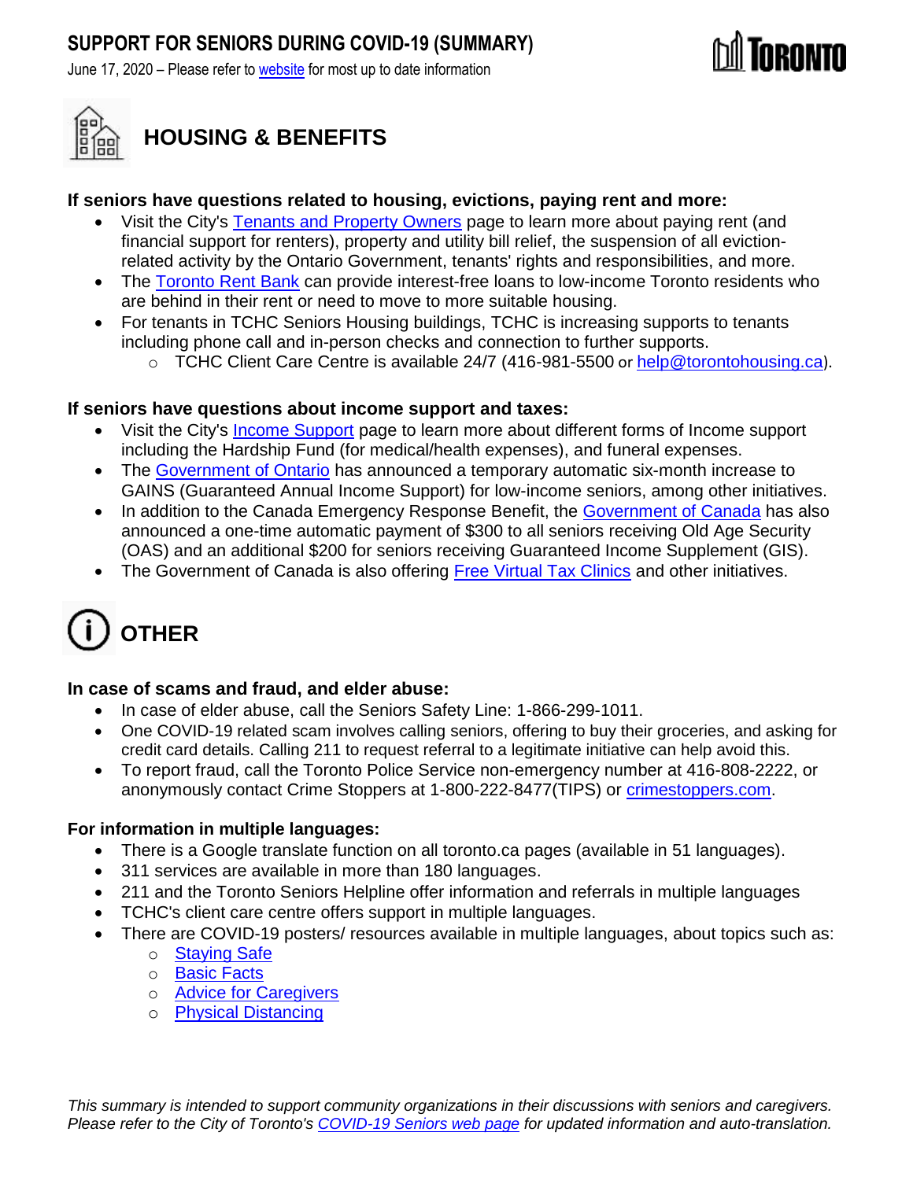# SUPPORT FOR SENIORS DURING COVID-19 (SUMMARY)

June 17, 2020 – Please refer to website for most up to date information

## HOUSING & BENEFITS

**If seniors have questions related to housing, evictions, paying rent and more:**

- Visit the City's Tenants and Property Owners page to learn more about paying rent (and financial support for renters), property and utility bill relief, the suspension of all eviction-related activity by the Ontario Government, tenants' rights and responsibilities, and more.
- The Toronto Rent Bank can provide interest-free loans to low-income Toronto residents who are behind in their rent or need to move to more suitable housing.
- For tenants in TCHC Seniors Housing buildings, TCHC is increasing supports to tenants including phone call and in-person checks and connection to further supports.
  - TCHC Client Care Centre is available 24/7 (416-981-5500 or help@torontohousing.ca).

**If seniors have questions about income support and taxes:**

- Visit the City's Income Support page to learn more about different forms of Income support including the Hardship Fund (for medical/health expenses), and funeral expenses.
- The Government of Ontario has announced a temporary automatic six-month increase to GAINS (Guaranteed Annual Income Support) for low-income seniors, among other initiatives.
- In addition to the Canada Emergency Response Benefit, the Government of Canada has also announced a one-time automatic payment of $300 to all seniors receiving Old Age Security (OAS) and an additional $200 for seniors receiving Guaranteed Income Supplement (GIS).
- The Government of Canada is also offering Free Virtual Tax Clinics and other initiatives.

## OTHER

**In case of scams and fraud, and elder abuse:**

- In case of elder abuse, call the Seniors Safety Line: 1-866-299-1011.
- One COVID-19 related scam involves calling seniors, offering to buy their groceries, and asking for credit card details. Calling 211 to request referral to a legitimate initiative can help avoid this.
- To report fraud, call the Toronto Police Service non-emergency number at 416-808-2222, or anonymously contact Crime Stoppers at 1-800-222-8477(TIPS) or crimestoppers.com.

**For information in multiple languages:**

- There is a Google translate function on all toronto.ca pages (available in 51 languages).
- 311 services are available in more than 180 languages.
- 211 and the Toronto Seniors Helpline offer information and referrals in multiple languages
- TCHC's client care centre offers support in multiple languages.
- There are COVID-19 posters/ resources available in multiple languages, about topics such as:
  - Staying Safe
  - Basic Facts
  - Advice for Caregivers
  - Physical Distancing

*This summary is intended to support community organizations in their discussions with seniors and caregivers. Please refer to the City of Toronto's COVID-19 Seniors web page for updated information and auto-translation.*